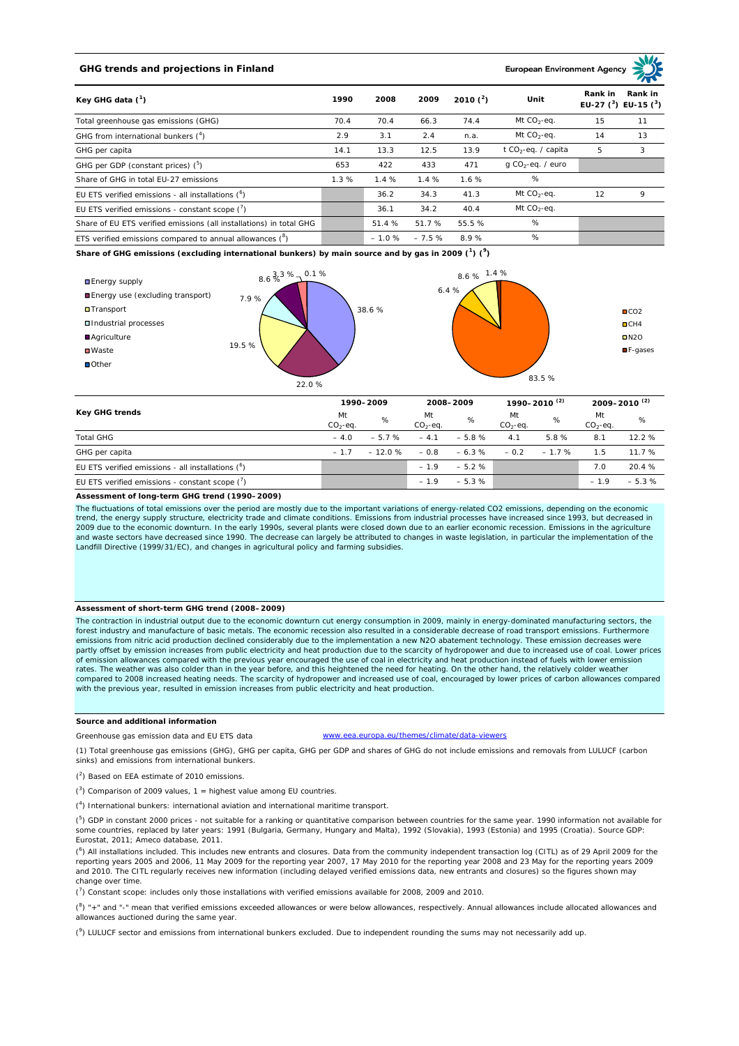## GHG trends and projections in Finland

European Environment Agency

| Key GHG data [1] | 1990 | 2008 | 2009 | 2010 [2] | Unit | Rank in EU-27 [3] | Rank in EU-15 [3] |
|---|---|---|---|---|---|---|---|
| Total greenhouse gas emissions (GHG) | 70.4 | 70.4 | 66.3 | 74.4 | Mt $CO_2$-eq. | 15 | 11 |
| GHG from international bunkers [4] | 2.9 | 3.1 | 2.4 | n.a. | Mt $CO_2$-eq. | 14 | 13 |
| GHG per capita | 14.1 | 13.3 | 12.5 | 13.9 | t $CO_2$-eq. / capita | 5 | 3 |
| GHG per GDP (constant prices) [5] | 653 | 422 | 433 | 471 | g $CO_2$-eq. / euro | | |
| Share of GHG in total EU-27 emissions | 1.3 % | 1.4 % | 1.4 % | 1.6 % | % | | |
| EU ETS verified emissions - all installations [6] | | 36.2 | 34.3 | 41.3 | Mt $CO_2$-eq. | 12 | 9 |
| EU ETS verified emissions - constant scope [7] | | 36.1 | 34.2 | 40.4 | Mt $CO_2$-eq. | | |
| Share of EU ETS verified emissions (all installations) in total GHG | | 51.4 % | 51.7 % | 55.5 % | % | | |
| ETS verified emissions compared to annual allowances [8] | | – 1.0 % | – 7.5 % | 8.9 % | % | | |

**Share of GHG emissions (excluding international bunkers) by main source and by gas in 2009 [1] [9]**

By main source: Energy supply 38.6 %; Energy use (excluding transport) 22.0 %; Transport 19.5 %; Industrial processes 7.9 %; Agriculture 8.6 %; Waste 3.3 %; Other 0.1 %

By gas: $CO_2$ 83.5 %; $CH_4$ 6.4 %; $N_2O$ 8.6 %; F-gases 1.4 %

| Key GHG trends | 1990–2009 | | 2008–2009 | | 1990–2010 [2] | | 2009–2010 [2] | |
|---|---|---|---|---|---|---|---|---|
| | Mt $CO_2$-eq. | % | Mt $CO_2$-eq. | % | Mt $CO_2$-eq. | % | Mt $CO_2$-eq. | % |
| Total GHG | – 4.0 | – 5.7 % | – 4.1 | – 5.8 % | 4.1 | 5.8 % | 8.1 | 12.2 % |
| GHG per capita | – 1.7 | – 12.0 % | – 0.8 | – 6.3 % | – 0.2 | – 1.7 % | 1.5 | 11.7 % |
| EU ETS verified emissions - all installations [6] | | | – 1.9 | – 5.2 % | | | 7.0 | 20.4 % |
| EU ETS verified emissions - constant scope [7] | | | – 1.9 | – 5.3 % | | | – 1.9 | – 5.3 % |

**Assessment of long-term GHG trend (1990–2009)**

The fluctuations of total emissions over the period are mostly due to the important variations of energy-related CO2 emissions, depending on the economic trend, the energy supply structure, electricity trade and climate conditions. Emissions from industrial processes have increased since 1993, but decreased in 2009 due to the economic downturn. In the early 1990s, several plants were closed down due to an earlier economic recession. Emissions in the agriculture and waste sectors have decreased since 1990. The decrease can largely be attributed to changes in waste legislation, in particular the implementation of the Landfill Directive (1999/31/EC), and changes in agricultural policy and farming subsidies.

**Assessment of short-term GHG trend (2008–2009)**

The contraction in industrial output due to the economic downturn cut energy consumption in 2009, mainly in energy-dominated manufacturing sectors, the forest industry and manufacture of basic metals. The economic recession also resulted in a considerable decrease of road transport emissions. Furthermore emissions from nitric acid production declined considerably due to the implementation a new N2O abatement technology. These emission decreases were partly offset by emission increases from public electricity and heat production due to the scarcity of hydropower and due to increased use of coal. Lower prices of emission allowances compared with the previous year encouraged the use of coal in electricity and heat production instead of fuels with lower emission rates. The weather was also colder than in the year before, and this heightened the need for heating. On the other hand, the relatively colder weather compared to 2008 increased heating needs. The scarcity of hydropower and increased use of coal, encouraged by lower prices of carbon allowances compared with the previous year, resulted in emission increases from public electricity and heat production.

**Source and additional information**

Greenhouse gas emission data and EU ETS data www.eea.europa.eu/themes/climate/data-viewers

(1) Total greenhouse gas emissions (GHG), GHG per capita, GHG per GDP and shares of GHG do not include emissions and removals from LULUCF (carbon sinks) and emissions from international bunkers.

(2) Based on EEA estimate of 2010 emissions.

(3) Comparison of 2009 values, 1 = highest value among EU countries.

(4) International bunkers: international aviation and international maritime transport.

(5) GDP in constant 2000 prices - not suitable for a ranking or quantitative comparison between countries for the same year. 1990 information not available for some countries, replaced by later years: 1991 (Bulgaria, Germany, Hungary and Malta), 1992 (Slovakia), 1993 (Estonia) and 1995 (Croatia). Source GDP: Eurostat, 2011; Ameco database, 2011.

(6) All installations included. This includes new entrants and closures. Data from the community independent transaction log (CITL) as of 29 April 2009 for the reporting years 2005 and 2006, 11 May 2009 for the reporting year 2007, 17 May 2010 for the reporting year 2008 and 23 May for the reporting years 2009 and 2010. The CITL regularly receives new information (including delayed verified emissions data, new entrants and closures) so the figures shown may change over time.

(7) Constant scope: includes only those installations with verified emissions available for 2008, 2009 and 2010.

(8) "+" and "-" mean that verified emissions exceeded allowances or were below allowances, respectively. Annual allowances include allocated allowances and allowances auctioned during the same year.

(9) LULUCF sector and emissions from international bunkers excluded. Due to independent rounding the sums may not necessarily add up.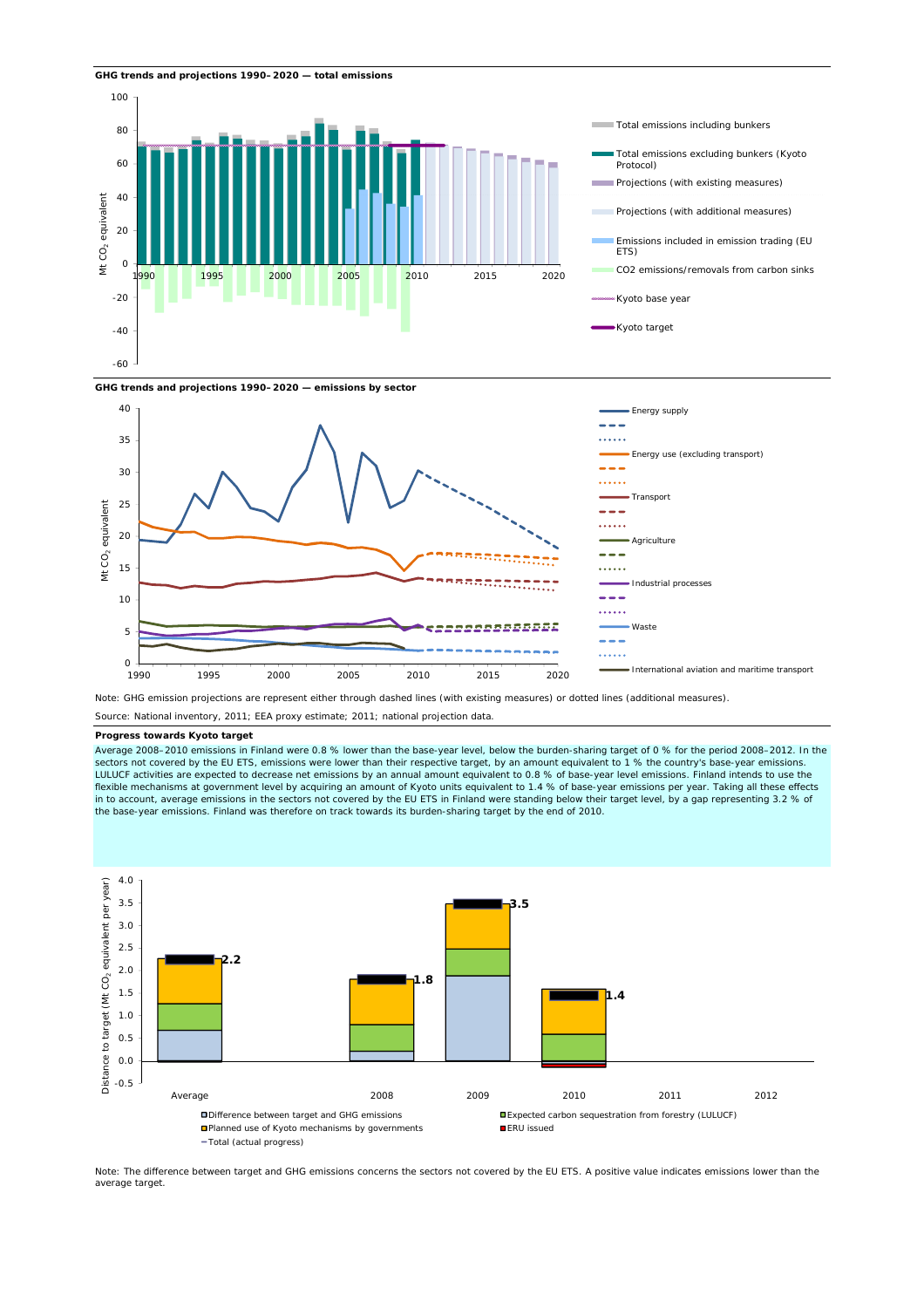**GHG trends and projections 1990–2020 — total emissions**

100
80
60
40
20
0
-20
-40
-60

Mt $CO_2$ equivalent

1990
1995
2000
2005
2010
2015
2020

Total emissions including bunkers
Total emissions excluding bunkers (Kyoto Protocol)
Projections (with existing measures)
Projections (with additional measures)
Emissions included in emission trading (EU ETS)
CO2 emissions/removals from carbon sinks
Kyoto base year
Kyoto target

**GHG trends and projections 1990–2020 — emissions by sector**

40
35
30
25
20
15
10
5
0

Mt $CO_2$ equivalent

1990
1995
2000
2005
2010
2015
2020

Energy supply
Energy use (excluding transport)
Transport
Agriculture
Industrial processes
Waste
International aviation and maritime transport

Note: GHG emission projections are represent either through dashed lines (with existing measures) or dotted lines (additional measures).

Source: National inventory, 2011; EEA proxy estimate; 2011; national projection data.

**Progress towards Kyoto target**

Average 2008–2010 emissions in Finland were 0.8 % lower than the base-year level, below the burden-sharing target of 0 % for the period 2008–2012. In the sectors not covered by the EU ETS, emissions were lower than their respective target, by an amount equivalent to 1 % the country's base-year emissions. LULUCF activities are expected to decrease net emissions by an annual amount equivalent to 0.8 % of base-year level emissions. Finland intends to use the flexible mechanisms at government level by acquiring an amount of Kyoto units equivalent to 1.4 % of base-year emissions per year. Taking all these effects in to account, average emissions in the sectors not covered by the EU ETS in Finland were standing below their target level, by a gap representing 3.2 % of the base-year emissions. Finland was therefore on track towards its burden-sharing target by the end of 2010.

4.0
3.5
3.0
2.5
2.0
1.5
1.0
0.5
0.0
-0.5

Distance to target (Mt $CO_2$ equivalent per year)

2.2
1.8
3.5
1.4

Average
2008
2009
2010
2011
2012

Difference between target and GHG emissions
Expected carbon sequestration from forestry (LULUCF)
Planned use of Kyoto mechanisms by governments
ERU issued
Total (actual progress)

Note: The difference between target and GHG emissions concerns the sectors not covered by the EU ETS. A positive value indicates emissions lower than the average target.